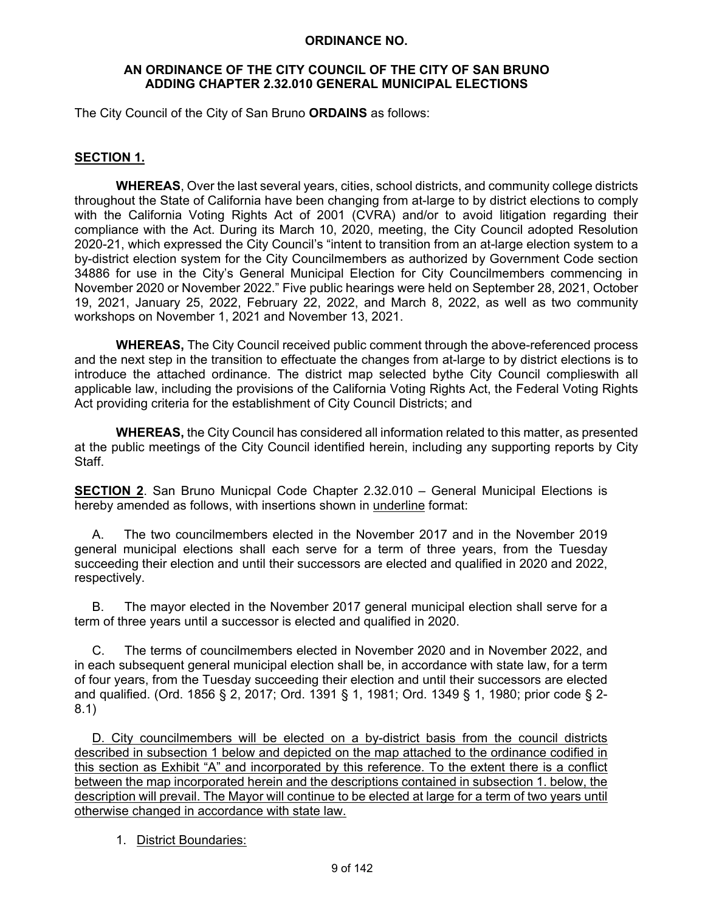**ORDINANCE NO.**

**AN ORDINANCE OF THE CITY COUNCIL OF THE CITY OF SAN BRUNO ADDING CHAPTER 2.32.010 GENERAL MUNICIPAL ELECTIONS**

The City Council of the City of San Bruno **ORDAINS** as follows:

**<u>SECTION 1.</u>**

**WHEREAS**, Over the last several years, cities, school districts, and community college districts throughout the State of California have been changing from at-large to by district elections to comply with the California Voting Rights Act of 2001 (CVRA) and/or to avoid litigation regarding their compliance with the Act. During its March 10, 2020, meeting, the City Council adopted Resolution 2020-21, which expressed the City Council's "intent to transition from an at-large election system to a by-district election system for the City Councilmembers as authorized by Government Code section 34886 for use in the City's General Municipal Election for City Councilmembers commencing in November 2020 or November 2022." Five public hearings were held on September 28, 2021, October 19, 2021, January 25, 2022, February 22, 2022, and March 8, 2022, as well as two community workshops on November 1, 2021 and November 13, 2021.

**WHEREAS,** The City Council received public comment through the above-referenced process and the next step in the transition to effectuate the changes from at-large to by district elections is to introduce the attached ordinance. The district map selected bythe City Council complieswith all applicable law, including the provisions of the California Voting Rights Act, the Federal Voting Rights Act providing criteria for the establishment of City Council Districts; and

**WHEREAS,** the City Council has considered all information related to this matter, as presented at the public meetings of the City Council identified herein, including any supporting reports by City Staff.

**<u>SECTION 2</u>**. San Bruno Municpal Code Chapter 2.32.010 – General Municipal Elections is hereby amended as follows, with insertions shown in <u>underline</u> format:

A. The two councilmembers elected in the November 2017 and in the November 2019 general municipal elections shall each serve for a term of three years, from the Tuesday succeeding their election and until their successors are elected and qualified in 2020 and 2022, respectively.

B. The mayor elected in the November 2017 general municipal election shall serve for a term of three years until a successor is elected and qualified in 2020.

C. The terms of councilmembers elected in November 2020 and in November 2022, and in each subsequent general municipal election shall be, in accordance with state law, for a term of four years, from the Tuesday succeeding their election and until their successors are elected and qualified. (Ord. 1856 § 2, 2017; Ord. 1391 § 1, 1981; Ord. 1349 § 1, 1980; prior code § 2-8.1)

<u>D. City councilmembers will be elected on a by-district basis from the council districts described in subsection 1 below and depicted on the map attached to the ordinance codified in this section as Exhibit "A" and incorporated by this reference. To the extent there is a conflict between the map incorporated herein and the descriptions contained in subsection 1. below, the description will prevail. The Mayor will continue to be elected at large for a term of two years until otherwise changed in accordance with state law.</u>

1. <u>District Boundaries:</u>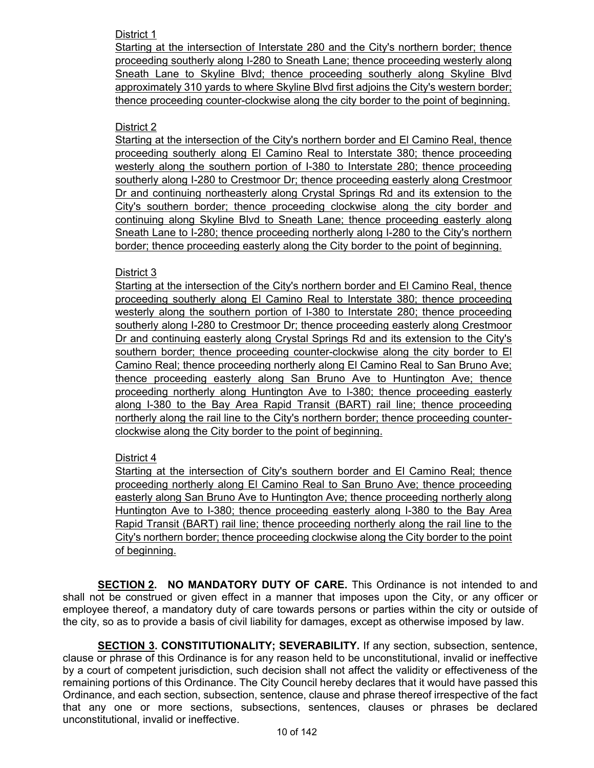District 1

Starting at the intersection of Interstate 280 and the City's northern border; thence proceeding southerly along I-280 to Sneath Lane; thence proceeding westerly along Sneath Lane to Skyline Blvd; thence proceeding southerly along Skyline Blvd approximately 310 yards to where Skyline Blvd first adjoins the City's western border; thence proceeding counter-clockwise along the city border to the point of beginning.

District 2

Starting at the intersection of the City's northern border and El Camino Real, thence proceeding southerly along El Camino Real to Interstate 380; thence proceeding westerly along the southern portion of I-380 to Interstate 280; thence proceeding southerly along I-280 to Crestmoor Dr; thence proceeding easterly along Crestmoor Dr and continuing northeasterly along Crystal Springs Rd and its extension to the City's southern border; thence proceeding clockwise along the city border and continuing along Skyline Blvd to Sneath Lane; thence proceeding easterly along Sneath Lane to I-280; thence proceeding northerly along I-280 to the City's northern border; thence proceeding easterly along the City border to the point of beginning.

District 3

Starting at the intersection of the City's northern border and El Camino Real, thence proceeding southerly along El Camino Real to Interstate 380; thence proceeding westerly along the southern portion of I-380 to Interstate 280; thence proceeding southerly along I-280 to Crestmoor Dr; thence proceeding easterly along Crestmoor Dr and continuing easterly along Crystal Springs Rd and its extension to the City's southern border; thence proceeding counter-clockwise along the city border to El Camino Real; thence proceeding northerly along El Camino Real to San Bruno Ave; thence proceeding easterly along San Bruno Ave to Huntington Ave; thence proceeding northerly along Huntington Ave to I-380; thence proceeding easterly along I-380 to the Bay Area Rapid Transit (BART) rail line; thence proceeding northerly along the rail line to the City's northern border; thence proceeding counter-clockwise along the City border to the point of beginning.

District 4

Starting at the intersection of City's southern border and El Camino Real; thence proceeding northerly along El Camino Real to San Bruno Ave; thence proceeding easterly along San Bruno Ave to Huntington Ave; thence proceeding northerly along Huntington Ave to I-380; thence proceeding easterly along I-380 to the Bay Area Rapid Transit (BART) rail line; thence proceeding northerly along the rail line to the City's northern border; thence proceeding clockwise along the City border to the point of beginning.

**SECTION 2. NO MANDATORY DUTY OF CARE.** This Ordinance is not intended to and shall not be construed or given effect in a manner that imposes upon the City, or any officer or employee thereof, a mandatory duty of care towards persons or parties within the city or outside of the city, so as to provide a basis of civil liability for damages, except as otherwise imposed by law.

**SECTION 3. CONSTITUTIONALITY; SEVERABILITY.** If any section, subsection, sentence, clause or phrase of this Ordinance is for any reason held to be unconstitutional, invalid or ineffective by a court of competent jurisdiction, such decision shall not affect the validity or effectiveness of the remaining portions of this Ordinance. The City Council hereby declares that it would have passed this Ordinance, and each section, subsection, sentence, clause and phrase thereof irrespective of the fact that any one or more sections, subsections, sentences, clauses or phrases be declared unconstitutional, invalid or ineffective.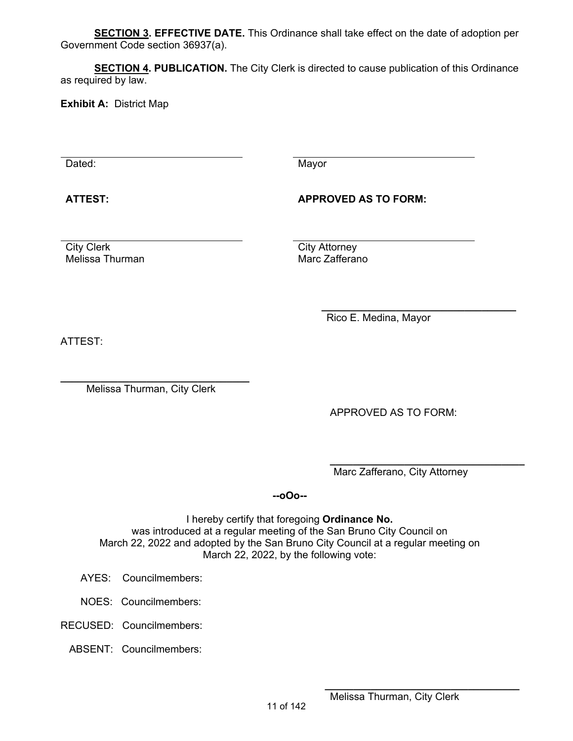**SECTION 3. EFFECTIVE DATE.** This Ordinance shall take effect on the date of adoption per Government Code section 36937(a).

**SECTION 4. PUBLICATION.** The City Clerk is directed to cause publication of this Ordinance as required by law.

**Exhibit A:** District Map

| | |
|---|---|
| Dated: | Mayor |
| **ATTEST:** | **APPROVED AS TO FORM:** |
| City Clerk<br>Melissa Thurman | City Attorney<br>Marc Zafferano |

\_\_\_\_\_\_\_\_\_\_\_\_\_\_\_\_\_\_\_\_\_\_\_\_\_\_\_\_\_\_\_\_\_\_
Rico E. Medina, Mayor

ATTEST:

\_\_\_\_\_\_\_\_\_\_\_\_\_\_\_\_\_\_\_\_\_\_\_\_\_\_\_\_\_\_\_\_\_\_
Melissa Thurman, City Clerk

APPROVED AS TO FORM:

\_\_\_\_\_\_\_\_\_\_\_\_\_\_\_\_\_\_\_\_\_\_\_\_\_\_\_\_\_\_\_\_\_\_
Marc Zafferano, City Attorney

**--oOo--**

I hereby certify that foregoing **Ordinance No.** was introduced at a regular meeting of the San Bruno City Council on March 22, 2022 and adopted by the San Bruno City Council at a regular meeting on March 22, 2022, by the following vote:

AYES: Councilmembers:

NOES: Councilmembers:

RECUSED: Councilmembers:

ABSENT: Councilmembers:

\_\_\_\_\_\_\_\_\_\_\_\_\_\_\_\_\_\_\_\_\_\_\_\_\_\_\_\_\_\_\_\_\_\_
Melissa Thurman, City Clerk